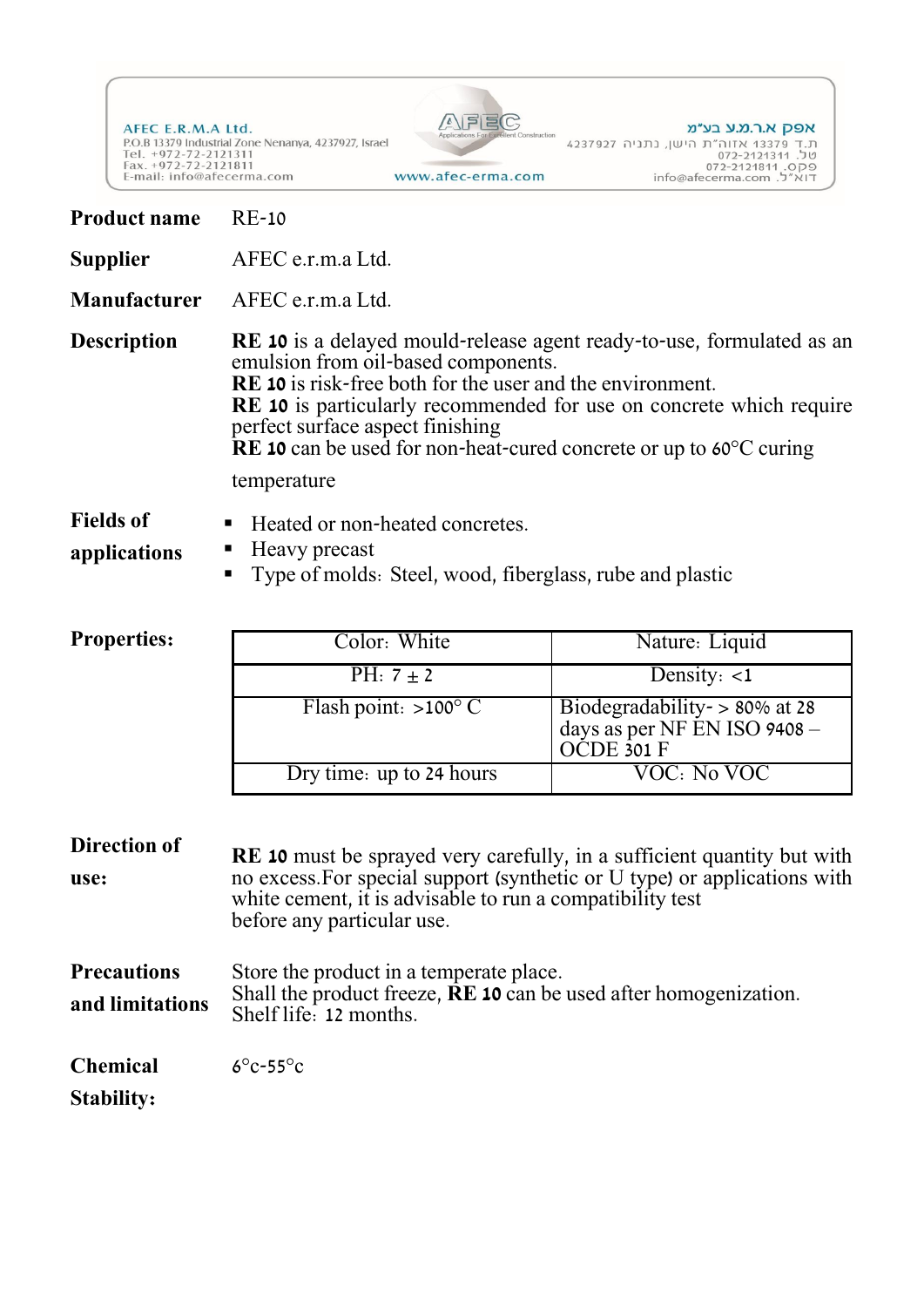AFEC E.R.M.A Ltd.
P.O.B 13379 Industrial Zone Nenanya, 4237927, Israel
Tel. +972-72-2121311
Fax. +972-72-2121811
E-mail: info@afecerma.com

AFEC Applications For Excellent Construction
www.afec-erma.com

אפק א.ר.מ.א בע"מ
ת.ד 13379 אזוה"ת הישן, נתניה 4237927
טל. 072-2121311
פקס. 072-2121811
דוא"ל. info@afecerma.com

**Product name** RE-10

**Supplier** AFEC e.r.m.a Ltd.

**Manufacturer** AFEC e.r.m.a Ltd.

**Description**

**RE 10** is a delayed mould-release agent ready-to-use, formulated as an emulsion from oil-based components.
**RE 10** is risk-free both for the user and the environment.
**RE 10** is particularly recommended for use on concrete which require perfect surface aspect finishing
**RE 10** can be used for non-heat-cured concrete or up to 60°C curing temperature

**Fields of applications**

- Heated or non-heated concretes.
- Heavy precast
- Type of molds: Steel, wood, fiberglass, rube and plastic

**Properties:**

| Color: White | Nature: Liquid |
|---|---|
| PH: 7 ± 2 | Density: <1 |
| Flash point: >100° C | Biodegradability- > 80% at 28 days as per NF EN ISO 9408 – OCDE 301 F |
| Dry time: up to 24 hours | VOC: No VOC |

**Direction of use:**

**RE 10** must be sprayed very carefully, in a sufficient quantity but with no excess.For special support (synthetic or U type) or applications with white cement, it is advisable to run a compatibility test before any particular use.

**Precautions and limitations**

Store the product in a temperate place.
Shall the product freeze, **RE 10** can be used after homogenization.
Shelf life: 12 months.

**Chemical Stability:** 6°c-55°c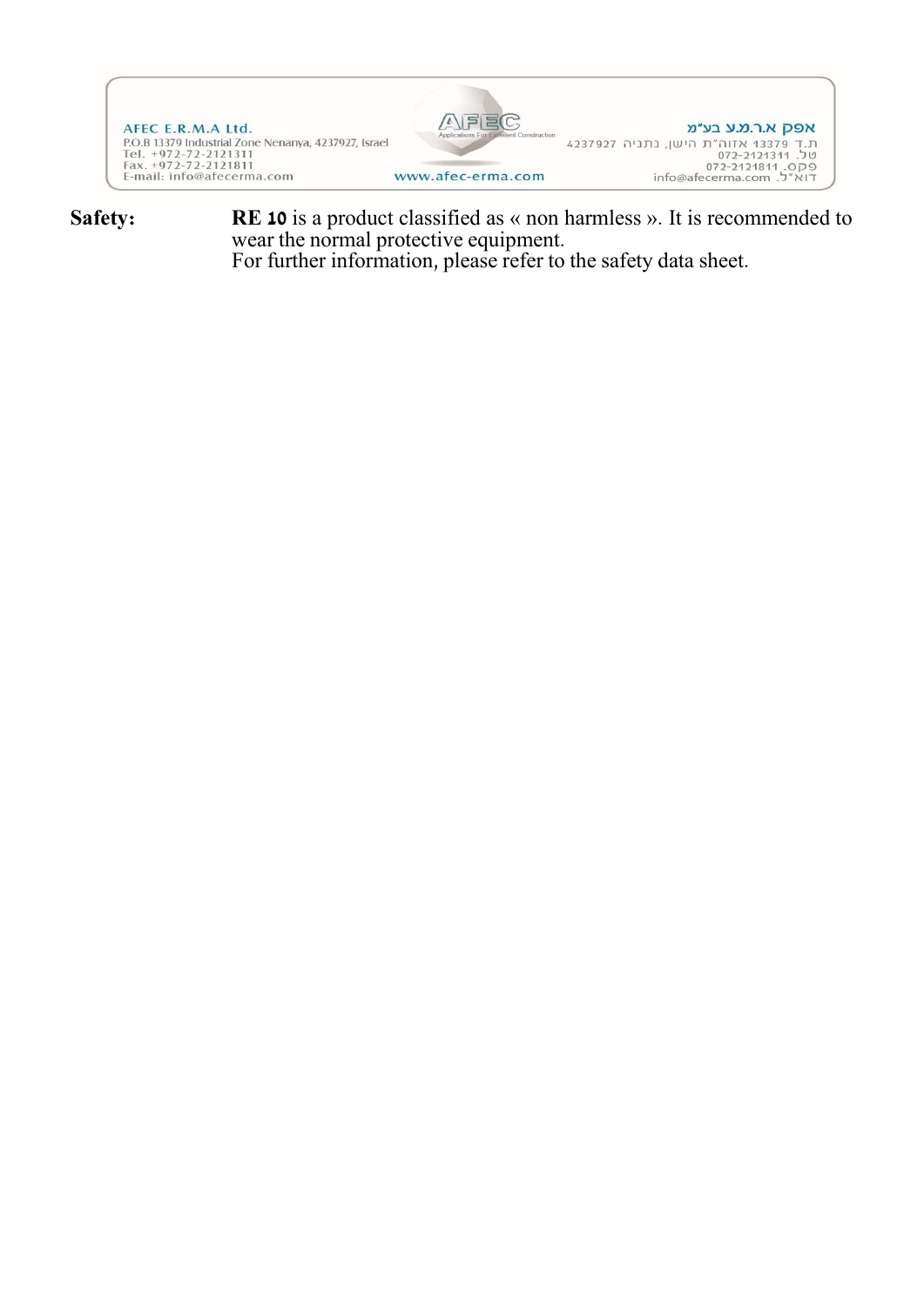**Safety:** **RE 10** is a product classified as « non harmless ». It is recommended to wear the normal protective equipment.
For further information, please refer to the safety data sheet.